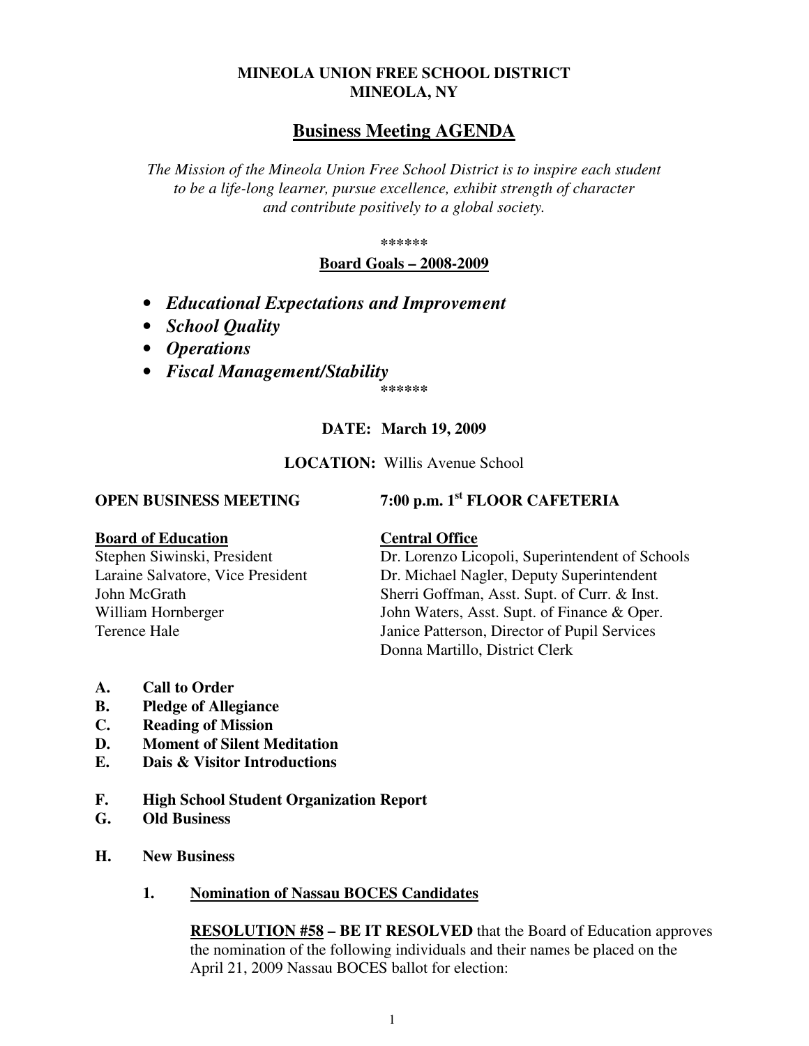**MINEOLA UNION FREE SCHOOL DISTRICT**
**MINEOLA, NY**

# Business Meeting AGENDA

*The Mission of the Mineola Union Free School District is to inspire each student to be a life-long learner, pursue excellence, exhibit strength of character and contribute positively to a global society.*

******

**Board Goals – 2008-2009**

- ***Educational Expectations and Improvement***
- ***School Quality***
- ***Operations***
- ***Fiscal Management/Stability***

******

**DATE: March 19, 2009**

**LOCATION:** Willis Avenue School

**OPEN BUSINESS MEETING** **7:00 p.m. 1st FLOOR CAFETERIA**

**Board of Education**
Stephen Siwinski, President
Laraine Salvatore, Vice President
John McGrath
William Hornberger
Terence Hale

**Central Office**
Dr. Lorenzo Licopoli, Superintendent of Schools
Dr. Michael Nagler, Deputy Superintendent
Sherri Goffman, Asst. Supt. of Curr. & Inst.
John Waters, Asst. Supt. of Finance & Oper.
Janice Patterson, Director of Pupil Services
Donna Martillo, District Clerk

**A. Call to Order**
**B. Pledge of Allegiance**
**C. Reading of Mission**
**D. Moment of Silent Meditation**
**E. Dais & Visitor Introductions**

**F. High School Student Organization Report**
**G. Old Business**

**H. New Business**

**1. Nomination of Nassau BOCES Candidates**

**RESOLUTION #58 – BE IT RESOLVED** that the Board of Education approves the nomination of the following individuals and their names be placed on the April 21, 2009 Nassau BOCES ballot for election: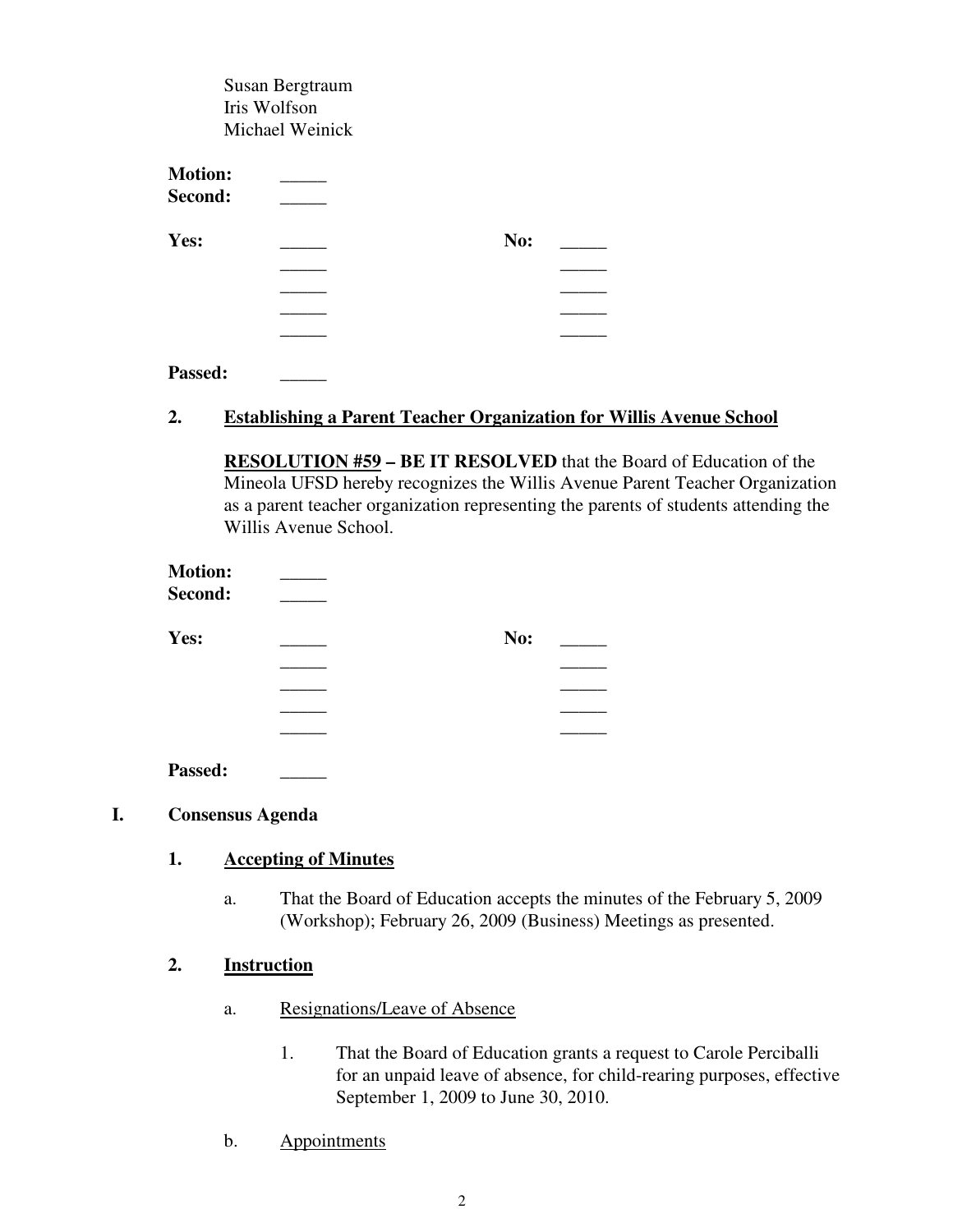Susan Bergtraum
Iris Wolfson
Michael Weinick

**Motion:** _____
**Second:** _____

| **Yes:** | _____ | **No:** | _____ |
|---|---|---|---|
| | _____ | | _____ |
| | _____ | | _____ |
| | _____ | | _____ |
| | _____ | | _____ |

**Passed:** _____

**2. Establishing a Parent Teacher Organization for Willis Avenue School**

**RESOLUTION #59 – BE IT RESOLVED** that the Board of Education of the Mineola UFSD hereby recognizes the Willis Avenue Parent Teacher Organization as a parent teacher organization representing the parents of students attending the Willis Avenue School.

**Motion:** _____
**Second:** _____

| **Yes:** | _____ | **No:** | _____ |
|---|---|---|---|
| | _____ | | _____ |
| | _____ | | _____ |
| | _____ | | _____ |
| | _____ | | _____ |

**Passed:** _____

## I. Consensus Agenda

**1. Accepting of Minutes**

a. That the Board of Education accepts the minutes of the February 5, 2009 (Workshop); February 26, 2009 (Business) Meetings as presented.

**2. Instruction**

a. Resignations/Leave of Absence

1. That the Board of Education grants a request to Carole Perciballi for an unpaid leave of absence, for child-rearing purposes, effective September 1, 2009 to June 30, 2010.

b. Appointments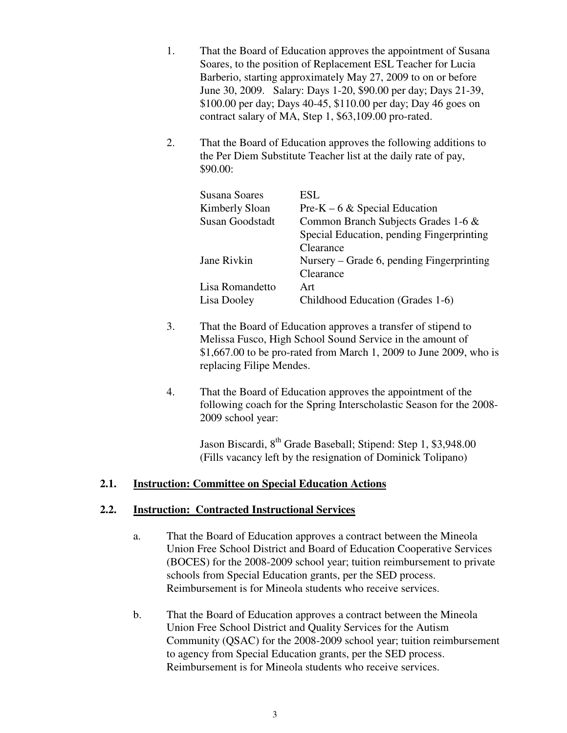1. That the Board of Education approves the appointment of Susana Soares, to the position of Replacement ESL Teacher for Lucia Barberio, starting approximately May 27, 2009 to on or before June 30, 2009. Salary: Days 1-20, $90.00 per day; Days 21-39, $100.00 per day; Days 40-45, $110.00 per day; Day 46 goes on contract salary of MA, Step 1, $63,109.00 pro-rated.

2. That the Board of Education approves the following additions to the Per Diem Substitute Teacher list at the daily rate of pay, $90.00:

| | |
|---|---|
| Susana Soares | ESL |
| Kimberly Sloan | Pre-K – 6 & Special Education |
| Susan Goodstadt | Common Branch Subjects Grades 1-6 & Special Education, pending Fingerprinting Clearance |
| Jane Rivkin | Nursery – Grade 6, pending Fingerprinting Clearance |
| Lisa Romandetto | Art |
| Lisa Dooley | Childhood Education (Grades 1-6) |

3. That the Board of Education approves a transfer of stipend to Melissa Fusco, High School Sound Service in the amount of $1,667.00 to be pro-rated from March 1, 2009 to June 2009, who is replacing Filipe Mendes.

4. That the Board of Education approves the appointment of the following coach for the Spring Interscholastic Season for the 2008-2009 school year:

   Jason Biscardi, 8th Grade Baseball; Stipend: Step 1, $3,948.00 (Fills vacancy left by the resignation of Dominick Tolipano)

## 2.1. Instruction: Committee on Special Education Actions

## 2.2. Instruction: Contracted Instructional Services

a. That the Board of Education approves a contract between the Mineola Union Free School District and Board of Education Cooperative Services (BOCES) for the 2008-2009 school year; tuition reimbursement to private schools from Special Education grants, per the SED process. Reimbursement is for Mineola students who receive services.

b. That the Board of Education approves a contract between the Mineola Union Free School District and Quality Services for the Autism Community (QSAC) for the 2008-2009 school year; tuition reimbursement to agency from Special Education grants, per the SED process. Reimbursement is for Mineola students who receive services.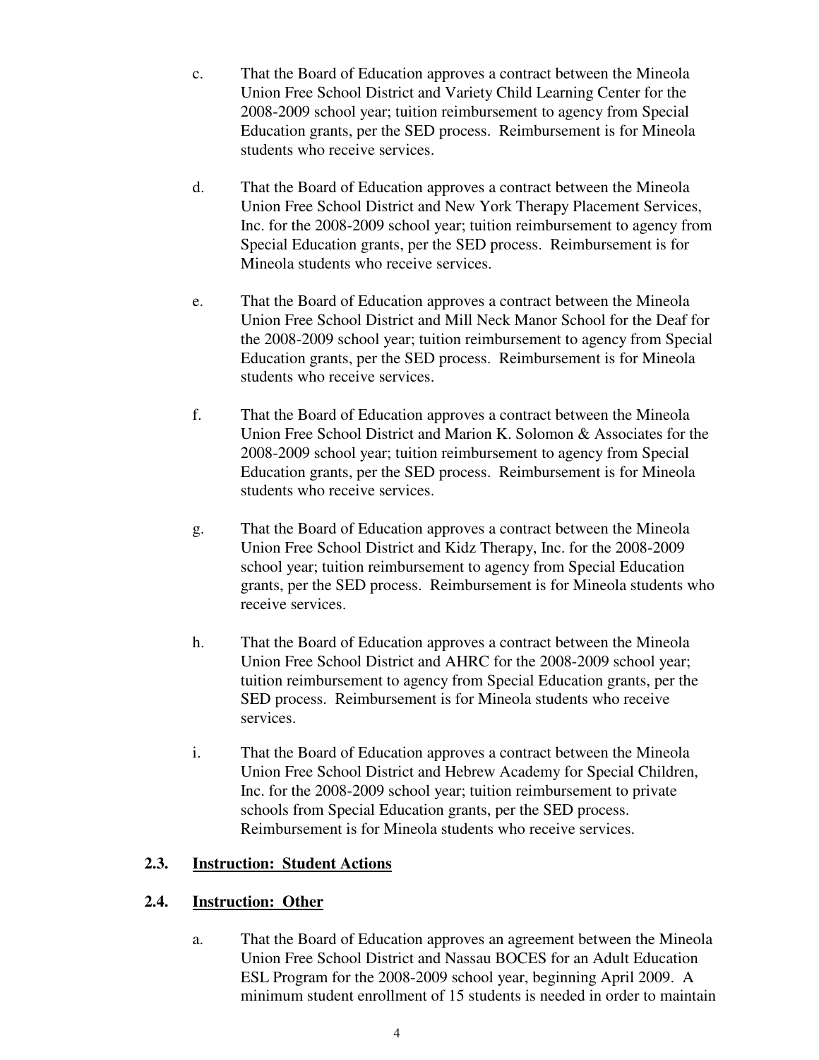c. That the Board of Education approves a contract between the Mineola Union Free School District and Variety Child Learning Center for the 2008-2009 school year; tuition reimbursement to agency from Special Education grants, per the SED process. Reimbursement is for Mineola students who receive services.

d. That the Board of Education approves a contract between the Mineola Union Free School District and New York Therapy Placement Services, Inc. for the 2008-2009 school year; tuition reimbursement to agency from Special Education grants, per the SED process. Reimbursement is for Mineola students who receive services.

e. That the Board of Education approves a contract between the Mineola Union Free School District and Mill Neck Manor School for the Deaf for the 2008-2009 school year; tuition reimbursement to agency from Special Education grants, per the SED process. Reimbursement is for Mineola students who receive services.

f. That the Board of Education approves a contract between the Mineola Union Free School District and Marion K. Solomon & Associates for the 2008-2009 school year; tuition reimbursement to agency from Special Education grants, per the SED process. Reimbursement is for Mineola students who receive services.

g. That the Board of Education approves a contract between the Mineola Union Free School District and Kidz Therapy, Inc. for the 2008-2009 school year; tuition reimbursement to agency from Special Education grants, per the SED process. Reimbursement is for Mineola students who receive services.

h. That the Board of Education approves a contract between the Mineola Union Free School District and AHRC for the 2008-2009 school year; tuition reimbursement to agency from Special Education grants, per the SED process. Reimbursement is for Mineola students who receive services.

i. That the Board of Education approves a contract between the Mineola Union Free School District and Hebrew Academy for Special Children, Inc. for the 2008-2009 school year; tuition reimbursement to private schools from Special Education grants, per the SED process. Reimbursement is for Mineola students who receive services.

### 2.3. Instruction: Student Actions

### 2.4. Instruction: Other

a. That the Board of Education approves an agreement between the Mineola Union Free School District and Nassau BOCES for an Adult Education ESL Program for the 2008-2009 school year, beginning April 2009. A minimum student enrollment of 15 students is needed in order to maintain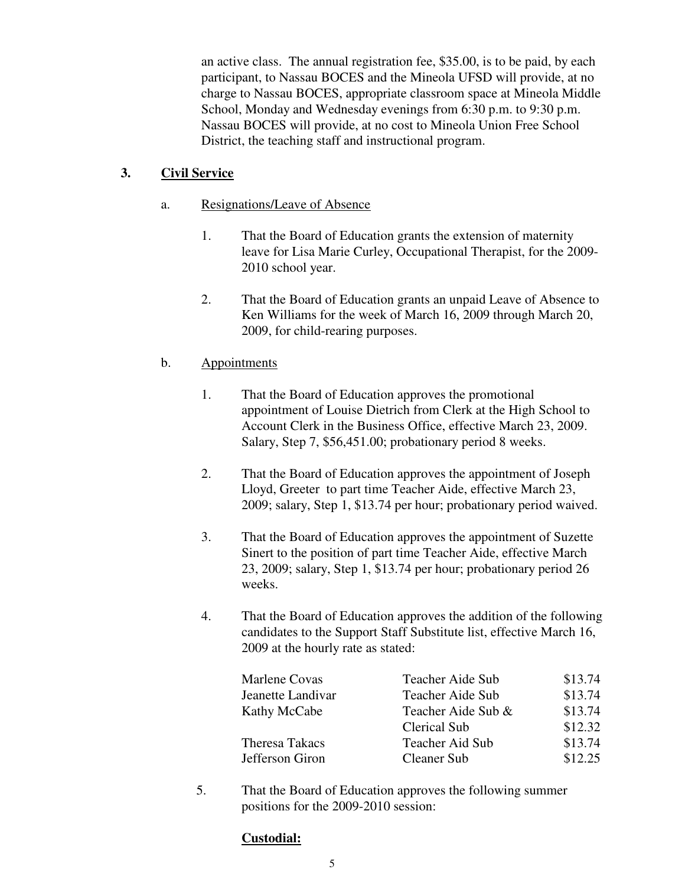an active class. The annual registration fee, $35.00, is to be paid, by each participant, to Nassau BOCES and the Mineola UFSD will provide, at no charge to Nassau BOCES, appropriate classroom space at Mineola Middle School, Monday and Wednesday evenings from 6:30 p.m. to 9:30 p.m. Nassau BOCES will provide, at no cost to Mineola Union Free School District, the teaching staff and instructional program.

**3. <u>Civil Service</u>**

a. <u>Resignations/Leave of Absence</u>

1. That the Board of Education grants the extension of maternity leave for Lisa Marie Curley, Occupational Therapist, for the 2009-2010 school year.

2. That the Board of Education grants an unpaid Leave of Absence to Ken Williams for the week of March 16, 2009 through March 20, 2009, for child-rearing purposes.

b. <u>Appointments</u>

1. That the Board of Education approves the promotional appointment of Louise Dietrich from Clerk at the High School to Account Clerk in the Business Office, effective March 23, 2009. Salary, Step 7, $56,451.00; probationary period 8 weeks.

2. That the Board of Education approves the appointment of Joseph Lloyd, Greeter to part time Teacher Aide, effective March 23, 2009; salary, Step 1, $13.74 per hour; probationary period waived.

3. That the Board of Education approves the appointment of Suzette Sinert to the position of part time Teacher Aide, effective March 23, 2009; salary, Step 1, $13.74 per hour; probationary period 26 weeks.

4. That the Board of Education approves the addition of the following candidates to the Support Staff Substitute list, effective March 16, 2009 at the hourly rate as stated:

| Name | Position | Rate |
|---|---|---|
| Marlene Covas | Teacher Aide Sub | $13.74 |
| Jeanette Landivar | Teacher Aide Sub | $13.74 |
| Kathy McCabe | Teacher Aide Sub & | $13.74 |
| | Clerical Sub | $12.32 |
| Theresa Takacs | Teacher Aid Sub | $13.74 |
| Jefferson Giron | Cleaner Sub | $12.25 |

5. That the Board of Education approves the following summer positions for the 2009-2010 session:

**<u>Custodial:</u>**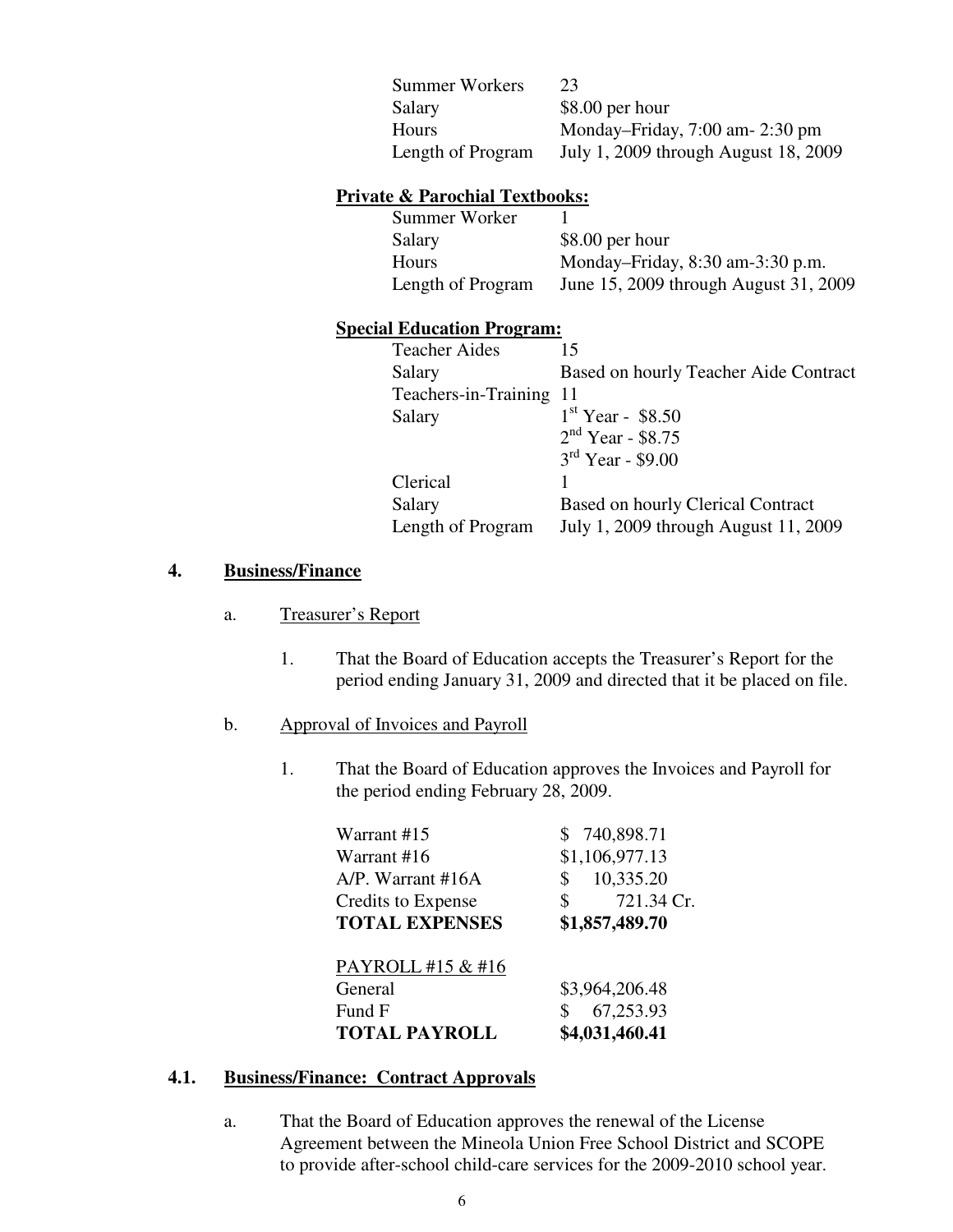| | |
|---|---|
| Summer Workers | 23 |
| Salary | $8.00 per hour |
| Hours | Monday–Friday, 7:00 am- 2:30 pm |
| Length of Program | July 1, 2009 through August 18, 2009 |

**Private & Parochial Textbooks:**

| | |
|---|---|
| Summer Worker | 1 |
| Salary | $8.00 per hour |
| Hours | Monday–Friday, 8:30 am-3:30 p.m. |
| Length of Program | June 15, 2009 through August 31, 2009 |

**Special Education Program:**

| | |
|---|---|
| Teacher Aides | 15 |
| Salary | Based on hourly Teacher Aide Contract |
| Teachers-in-Training | 11 |
| Salary | 1st Year - $8.50<br>2nd Year - $8.75<br>3rd Year - $9.00 |
| Clerical | 1 |
| Salary | Based on hourly Clerical Contract |
| Length of Program | July 1, 2009 through August 11, 2009 |

## 4. Business/Finance

a. Treasurer's Report

1. That the Board of Education accepts the Treasurer's Report for the period ending January 31, 2009 and directed that it be placed on file.

b. Approval of Invoices and Payroll

1. That the Board of Education approves the Invoices and Payroll for the period ending February 28, 2009.

| | |
|---|---|
| Warrant #15 | $ 740,898.71 |
| Warrant #16 | $1,106,977.13 |
| A/P. Warrant #16A | $ 10,335.20 |
| Credits to Expense | $ 721.34 Cr. |
| **TOTAL EXPENSES** | **$1,857,489.70** |

| PAYROLL #15 & #16 | |
|---|---|
| General | $3,964,206.48 |
| Fund F | $ 67,253.93 |
| **TOTAL PAYROLL** | **$4,031,460.41** |

## 4.1. Business/Finance: Contract Approvals

a. That the Board of Education approves the renewal of the License Agreement between the Mineola Union Free School District and SCOPE to provide after-school child-care services for the 2009-2010 school year.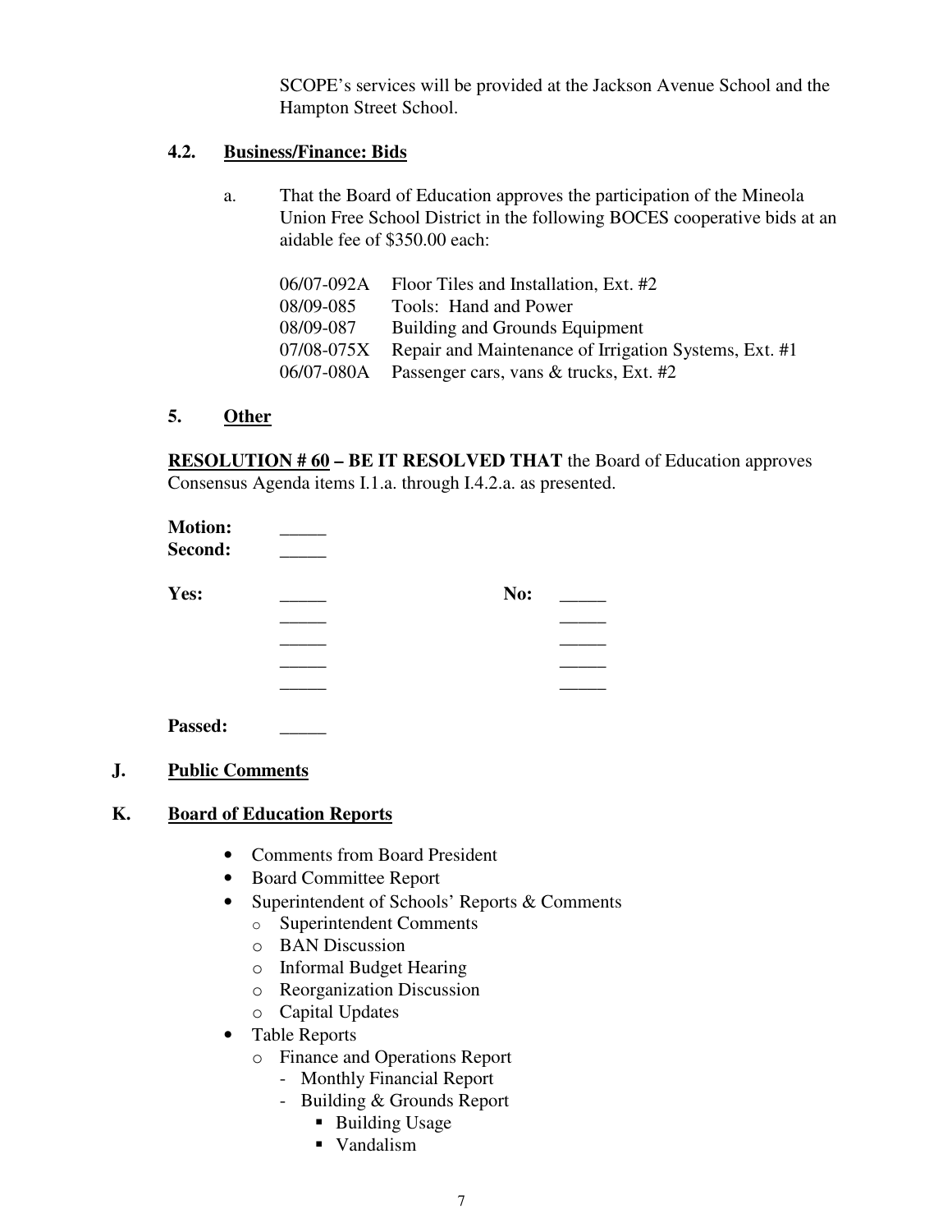SCOPE's services will be provided at the Jackson Avenue School and the Hampton Street School.

### 4.2. Business/Finance: Bids

a. That the Board of Education approves the participation of the Mineola Union Free School District in the following BOCES cooperative bids at an aidable fee of $350.00 each:

| | |
|---|---|
| 06/07-092A | Floor Tiles and Installation, Ext. #2 |
| 08/09-085 | Tools: Hand and Power |
| 08/09-087 | Building and Grounds Equipment |
| 07/08-075X | Repair and Maintenance of Irrigation Systems, Ext. #1 |
| 06/07-080A | Passenger cars, vans & trucks, Ext. #2 |

### 5. Other

**RESOLUTION # 60 – BE IT RESOLVED THAT** the Board of Education approves Consensus Agenda items I.1.a. through I.4.2.a. as presented.

**Motion:** _____
**Second:** _____

**Yes:** _____ **No:** _____
_____ _____
_____ _____
_____ _____
_____ _____

**Passed:** _____

## J. Public Comments

## K. Board of Education Reports

- Comments from Board President
- Board Committee Report
- Superintendent of Schools' Reports & Comments
  - Superintendent Comments
  - BAN Discussion
  - Informal Budget Hearing
  - Reorganization Discussion
  - Capital Updates
- Table Reports
  - Finance and Operations Report
    - Monthly Financial Report
    - Building & Grounds Report
      - Building Usage
      - Vandalism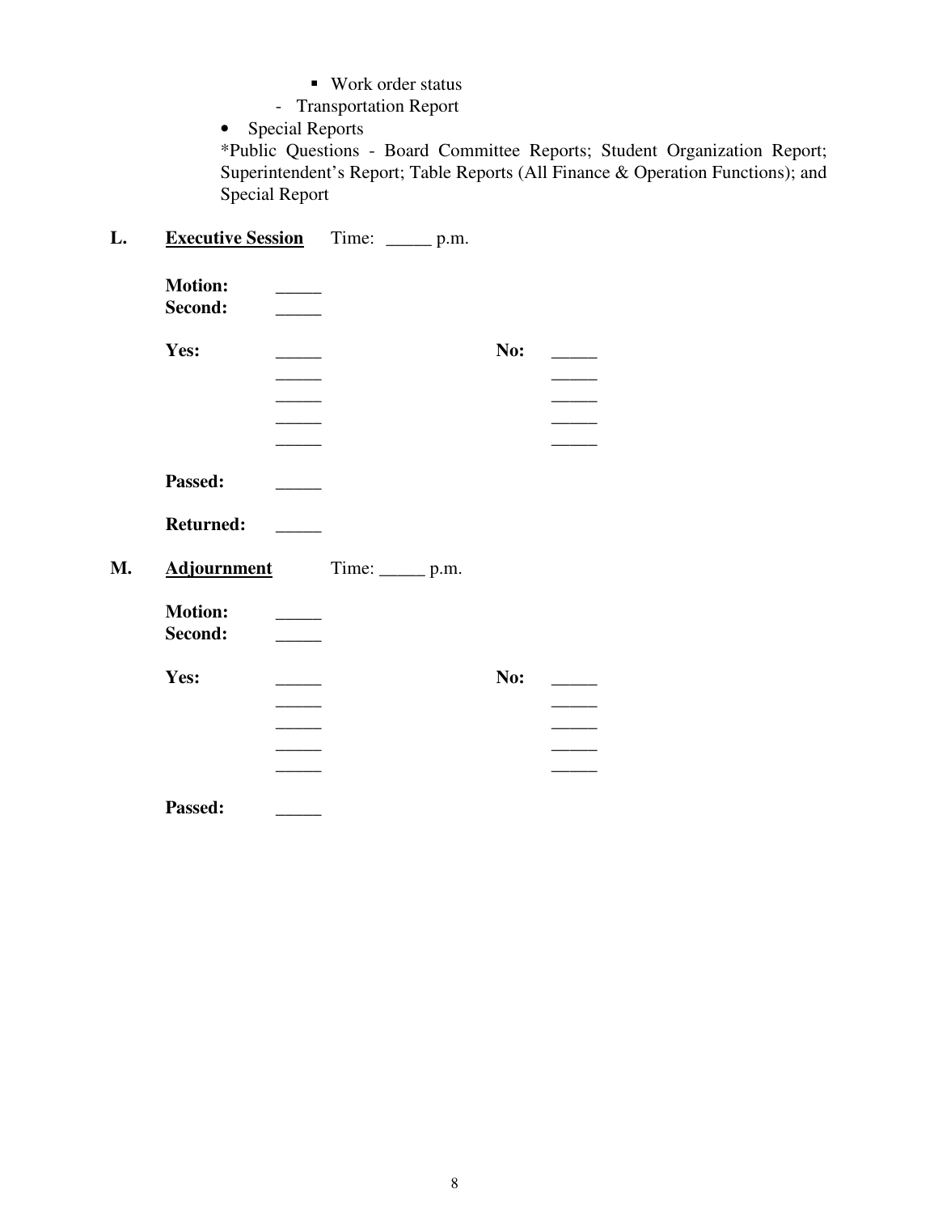- Work order status
  - Transportation Report
- Special Reports

*Public Questions - Board Committee Reports; Student Organization Report; Superintendent's Report; Table Reports (All Finance & Operation Functions); and Special Report

**L.** **Executive Session** Time: _____ p.m.

**Motion:** _____
**Second:** _____

| | | | |
|---|---|---|---|
| **Yes:** | _____ | **No:** | _____ |
| | _____ | | _____ |
| | _____ | | _____ |
| | _____ | | _____ |
| | _____ | | _____ |

**Passed:** _____

**Returned:** _____

**M.** **Adjournment** Time: _____ p.m.

**Motion:** _____
**Second:** _____

| | | | |
|---|---|---|---|
| **Yes:** | _____ | **No:** | _____ |
| | _____ | | _____ |
| | _____ | | _____ |
| | _____ | | _____ |
| | _____ | | _____ |

**Passed:** _____